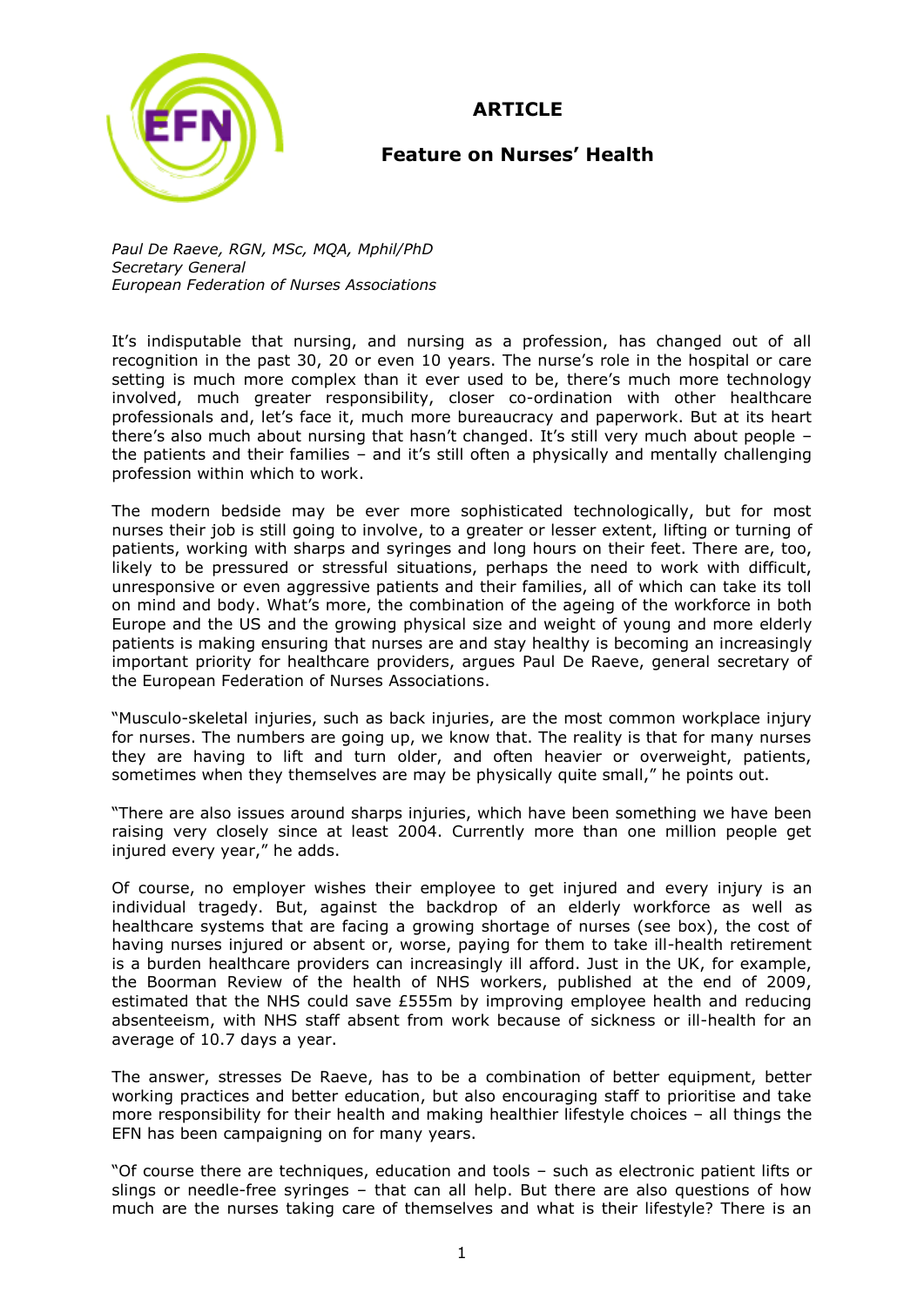# ARTICLE

## Feature on Nurses' Health

*Paul De Raeve, RGN, MSc, MQA, Mphil/PhD*
*Secretary General*
*European Federation of Nurses Associations*

It's indisputable that nursing, and nursing as a profession, has changed out of all recognition in the past 30, 20 or even 10 years. The nurse's role in the hospital or care setting is much more complex than it ever used to be, there's much more technology involved, much greater responsibility, closer co-ordination with other healthcare professionals and, let's face it, much more bureaucracy and paperwork. But at its heart there's also much about nursing that hasn't changed. It's still very much about people – the patients and their families – and it's still often a physically and mentally challenging profession within which to work.

The modern bedside may be ever more sophisticated technologically, but for most nurses their job is still going to involve, to a greater or lesser extent, lifting or turning of patients, working with sharps and syringes and long hours on their feet. There are, too, likely to be pressured or stressful situations, perhaps the need to work with difficult, unresponsive or even aggressive patients and their families, all of which can take its toll on mind and body. What's more, the combination of the ageing of the workforce in both Europe and the US and the growing physical size and weight of young and more elderly patients is making ensuring that nurses are and stay healthy is becoming an increasingly important priority for healthcare providers, argues Paul De Raeve, general secretary of the European Federation of Nurses Associations.

"Musculo-skeletal injuries, such as back injuries, are the most common workplace injury for nurses. The numbers are going up, we know that. The reality is that for many nurses they are having to lift and turn older, and often heavier or overweight, patients, sometimes when they themselves are may be physically quite small," he points out.

"There are also issues around sharps injuries, which have been something we have been raising very closely since at least 2004. Currently more than one million people get injured every year," he adds.

Of course, no employer wishes their employee to get injured and every injury is an individual tragedy. But, against the backdrop of an elderly workforce as well as healthcare systems that are facing a growing shortage of nurses (see box), the cost of having nurses injured or absent or, worse, paying for them to take ill-health retirement is a burden healthcare providers can increasingly ill afford. Just in the UK, for example, the Boorman Review of the health of NHS workers, published at the end of 2009, estimated that the NHS could save £555m by improving employee health and reducing absenteeism, with NHS staff absent from work because of sickness or ill-health for an average of 10.7 days a year.

The answer, stresses De Raeve, has to be a combination of better equipment, better working practices and better education, but also encouraging staff to prioritise and take more responsibility for their health and making healthier lifestyle choices – all things the EFN has been campaigning on for many years.

"Of course there are techniques, education and tools – such as electronic patient lifts or slings or needle-free syringes – that can all help. But there are also questions of how much are the nurses taking care of themselves and what is their lifestyle? There is an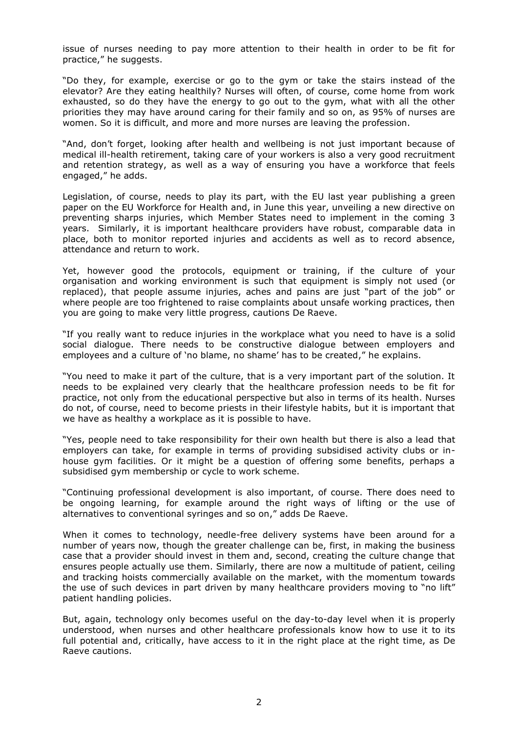issue of nurses needing to pay more attention to their health in order to be fit for practice," he suggests.

"Do they, for example, exercise or go to the gym or take the stairs instead of the elevator? Are they eating healthily? Nurses will often, of course, come home from work exhausted, so do they have the energy to go out to the gym, what with all the other priorities they may have around caring for their family and so on, as 95% of nurses are women. So it is difficult, and more and more nurses are leaving the profession.

"And, don't forget, looking after health and wellbeing is not just important because of medical ill-health retirement, taking care of your workers is also a very good recruitment and retention strategy, as well as a way of ensuring you have a workforce that feels engaged," he adds.

Legislation, of course, needs to play its part, with the EU last year publishing a green paper on the EU Workforce for Health and, in June this year, unveiling a new directive on preventing sharps injuries, which Member States need to implement in the coming 3 years. Similarly, it is important healthcare providers have robust, comparable data in place, both to monitor reported injuries and accidents as well as to record absence, attendance and return to work.

Yet, however good the protocols, equipment or training, if the culture of your organisation and working environment is such that equipment is simply not used (or replaced), that people assume injuries, aches and pains are just "part of the job" or where people are too frightened to raise complaints about unsafe working practices, then you are going to make very little progress, cautions De Raeve.

"If you really want to reduce injuries in the workplace what you need to have is a solid social dialogue. There needs to be constructive dialogue between employers and employees and a culture of 'no blame, no shame' has to be created," he explains.

"You need to make it part of the culture, that is a very important part of the solution. It needs to be explained very clearly that the healthcare profession needs to be fit for practice, not only from the educational perspective but also in terms of its health. Nurses do not, of course, need to become priests in their lifestyle habits, but it is important that we have as healthy a workplace as it is possible to have.

"Yes, people need to take responsibility for their own health but there is also a lead that employers can take, for example in terms of providing subsidised activity clubs or in-house gym facilities. Or it might be a question of offering some benefits, perhaps a subsidised gym membership or cycle to work scheme.

"Continuing professional development is also important, of course. There does need to be ongoing learning, for example around the right ways of lifting or the use of alternatives to conventional syringes and so on," adds De Raeve.

When it comes to technology, needle-free delivery systems have been around for a number of years now, though the greater challenge can be, first, in making the business case that a provider should invest in them and, second, creating the culture change that ensures people actually use them. Similarly, there are now a multitude of patient, ceiling and tracking hoists commercially available on the market, with the momentum towards the use of such devices in part driven by many healthcare providers moving to "no lift" patient handling policies.

But, again, technology only becomes useful on the day-to-day level when it is properly understood, when nurses and other healthcare professionals know how to use it to its full potential and, critically, have access to it in the right place at the right time, as De Raeve cautions.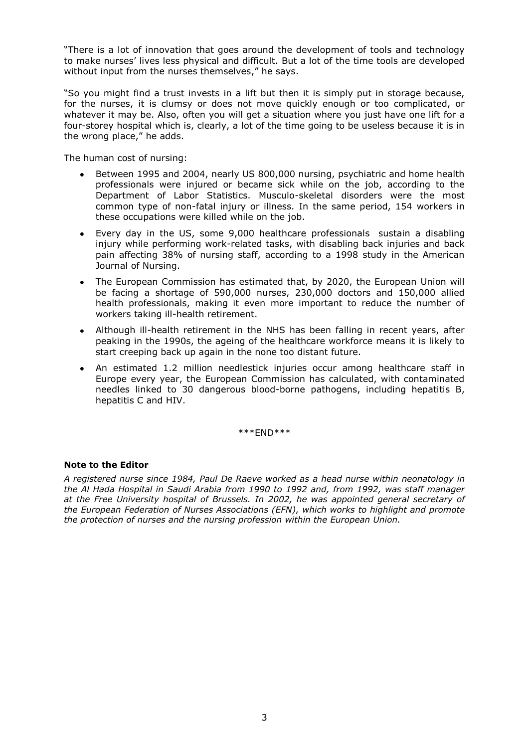"There is a lot of innovation that goes around the development of tools and technology to make nurses' lives less physical and difficult. But a lot of the time tools are developed without input from the nurses themselves," he says.

"So you might find a trust invests in a lift but then it is simply put in storage because, for the nurses, it is clumsy or does not move quickly enough or too complicated, or whatever it may be. Also, often you will get a situation where you just have one lift for a four-storey hospital which is, clearly, a lot of the time going to be useless because it is in the wrong place," he adds.

The human cost of nursing:

- Between 1995 and 2004, nearly US 800,000 nursing, psychiatric and home health professionals were injured or became sick while on the job, according to the Department of Labor Statistics. Musculo-skeletal disorders were the most common type of non-fatal injury or illness. In the same period, 154 workers in these occupations were killed while on the job.
- Every day in the US, some 9,000 healthcare professionals sustain a disabling injury while performing work-related tasks, with disabling back injuries and back pain affecting 38% of nursing staff, according to a 1998 study in the American Journal of Nursing.
- The European Commission has estimated that, by 2020, the European Union will be facing a shortage of 590,000 nurses, 230,000 doctors and 150,000 allied health professionals, making it even more important to reduce the number of workers taking ill-health retirement.
- Although ill-health retirement in the NHS has been falling in recent years, after peaking in the 1990s, the ageing of the healthcare workforce means it is likely to start creeping back up again in the none too distant future.
- An estimated 1.2 million needlestick injuries occur among healthcare staff in Europe every year, the European Commission has calculated, with contaminated needles linked to 30 dangerous blood-borne pathogens, including hepatitis B, hepatitis C and HIV.

***END***

**Note to the Editor**

*A registered nurse since 1984, Paul De Raeve worked as a head nurse within neonatology in the Al Hada Hospital in Saudi Arabia from 1990 to 1992 and, from 1992, was staff manager at the Free University hospital of Brussels. In 2002, he was appointed general secretary of the European Federation of Nurses Associations (EFN), which works to highlight and promote the protection of nurses and the nursing profession within the European Union.*